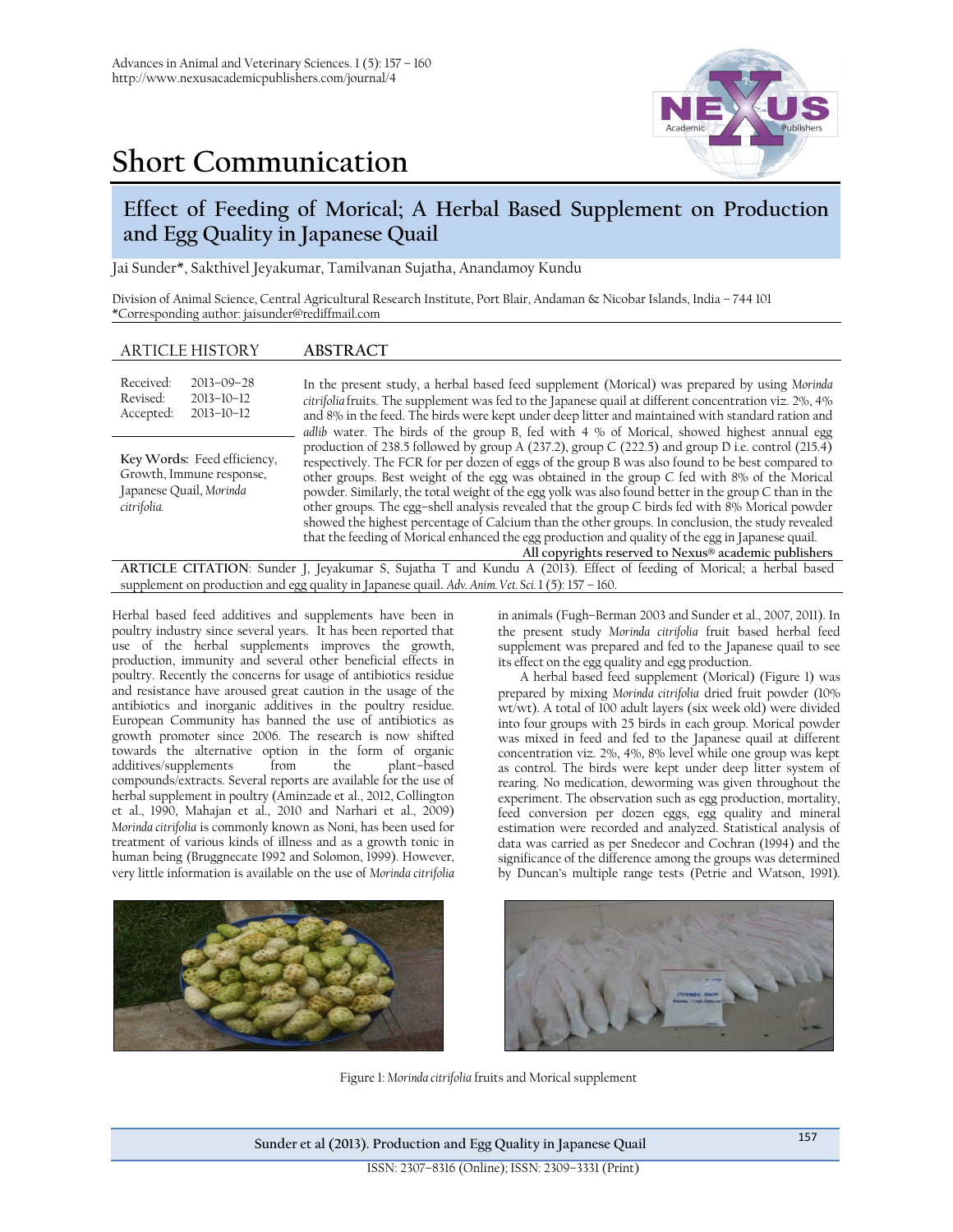# Short Communication

## Effect of Feeding of Morical; A Herbal Based Supplement on Production and Egg Quality in Japanese Quail

Jai Sunder*, Sakthivel Jeyakumar, Tamilvanan Sujatha, Anandamoy Kundu

Division of Animal Science, Central Agricultural Research Institute, Port Blair, Andaman & Nicobar Islands, India – 744 101
*Corresponding author: jaisunder@rediffmail.com

**ARTICLE HISTORY**

Received: 2013–09–28
Revised: 2013–10–12
Accepted: 2013–10–12

**Key Words:** Feed efficiency, Growth, Immune response, Japanese Quail, *Morinda citrifolia*.

**ABSTRACT**

In the present study, a herbal based feed supplement (Morical) was prepared by using *Morinda citrifolia* fruits. The supplement was fed to the Japanese quail at different concentration viz. 2%, 4% and 8% in the feed. The birds were kept under deep litter and maintained with standard ration and *adlib* water. The birds of the group B, fed with 4 % of Morical, showed highest annual egg production of 238.5 followed by group A (237.2), group C (222.5) and group D i.e. control (215.4) respectively. The FCR for per dozen of eggs of the group B was also found to be best compared to other groups. Best weight of the egg was obtained in the group C fed with 8% of the Morical powder. Similarly, the total weight of the egg yolk was also found better in the group C than in the other groups. The egg–shell analysis revealed that the group C birds fed with 8% Morical powder showed the highest percentage of Calcium than the other groups. In conclusion, the study revealed that the feeding of Morical enhanced the egg production and quality of the egg in Japanese quail.

**All copyrights reserved to Nexus® academic publishers**

**ARTICLE CITATION**: Sunder J, Jeyakumar S, Sujatha T and Kundu A (2013). Effect of feeding of Morical; a herbal based supplement on production and egg quality in Japanese quail. *Adv. Anim. Vet. Sci.* 1 (5): 157 – 160.

Herbal based feed additives and supplements have been in poultry industry since several years. It has been reported that use of the herbal supplements improves the growth, production, immunity and several other beneficial effects in poultry. Recently the concerns for usage of antibiotics residue and resistance have aroused great caution in the usage of the antibiotics and inorganic additives in the poultry residue. European Community has banned the use of antibiotics as growth promoter since 2006. The research is now shifted towards the alternative option in the form of organic additives/supplements from the plant–based compounds/extracts. Several reports are available for the use of herbal supplement in poultry (Aminzade et al., 2012, Collington et al., 1990, Mahajan et al., 2010 and Narhari et al., 2009) *Morinda citrifolia* is commonly known as Noni, has been used for treatment of various kinds of illness and as a growth tonic in human being (Bruggnecate 1992 and Solomon, 1999). However, very little information is available on the use of *Morinda citrifolia* in animals (Fugh–Berman 2003 and Sunder et al., 2007, 2011). In the present study *Morinda citrifolia* fruit based herbal feed supplement was prepared and fed to the Japanese quail to see its effect on the egg quality and egg production.

A herbal based feed supplement (Morical) (Figure 1) was prepared by mixing *Morinda citrifolia* dried fruit powder (10% wt/wt). A total of 100 adult layers (six week old) were divided into four groups with 25 birds in each group. Morical powder was mixed in feed and fed to the Japanese quail at different concentration viz. 2%, 4%, 8% level while one group was kept as control. The birds were kept under deep litter system of rearing. No medication, deworming was given throughout the experiment. The observation such as egg production, mortality, feed conversion per dozen eggs, egg quality and mineral estimation were recorded and analyzed. Statistical analysis of data was carried as per Snedecor and Cochran (1994) and the significance of the difference among the groups was determined by Duncan's multiple range tests (Petrie and Watson, 1991).

Figure 1: *Morinda citrifolia* fruits and Morical supplement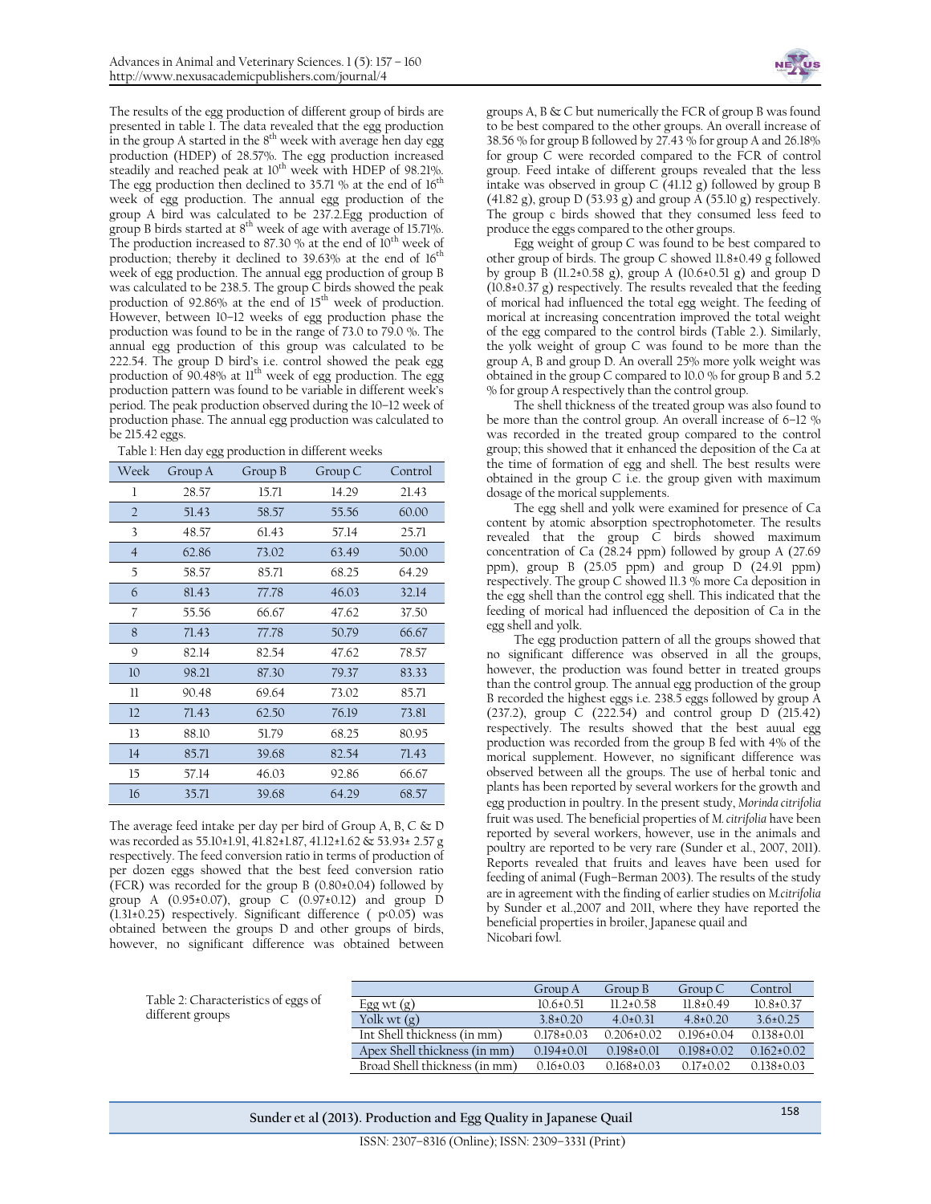The results of the egg production of different group of birds are presented in table 1. The data revealed that the egg production in the group A started in the 8th week with average hen day egg production (HDEP) of 28.57%. The egg production increased steadily and reached peak at 10th week with HDEP of 98.21%. The egg production then declined to 35.71 % at the end of 16th week of egg production. The annual egg production of the group A bird was calculated to be 237.2.Egg production of group B birds started at 8th week of age with average of 15.71%. The production increased to 87.30 % at the end of 10th week of production; thereby it declined to 39.63% at the end of 16th week of egg production. The annual egg production of group B was calculated to be 238.5. The group C birds showed the peak production of 92.86% at the end of 15th week of production. However, between 10–12 weeks of egg production phase the production was found to be in the range of 73.0 to 79.0 %. The annual egg production of this group was calculated to be 222.54. The group D bird's i.e. control showed the peak egg production of 90.48% at 11th week of egg production. The egg production pattern was found to be variable in different week's period. The peak production observed during the 10–12 week of production phase. The annual egg production was calculated to be 215.42 eggs.

Table 1: Hen day egg production in different weeks

| Week | Group A | Group B | Group C | Control |
|---|---|---|---|---|
| 1 | 28.57 | 15.71 | 14.29 | 21.43 |
| 2 | 51.43 | 58.57 | 55.56 | 60.00 |
| 3 | 48.57 | 61.43 | 57.14 | 25.71 |
| 4 | 62.86 | 73.02 | 63.49 | 50.00 |
| 5 | 58.57 | 85.71 | 68.25 | 64.29 |
| 6 | 81.43 | 77.78 | 46.03 | 32.14 |
| 7 | 55.56 | 66.67 | 47.62 | 37.50 |
| 8 | 71.43 | 77.78 | 50.79 | 66.67 |
| 9 | 82.14 | 82.54 | 47.62 | 78.57 |
| 10 | 98.21 | 87.30 | 79.37 | 83.33 |
| 11 | 90.48 | 69.64 | 73.02 | 85.71 |
| 12 | 71.43 | 62.50 | 76.19 | 73.81 |
| 13 | 88.10 | 51.79 | 68.25 | 80.95 |
| 14 | 85.71 | 39.68 | 82.54 | 71.43 |
| 15 | 57.14 | 46.03 | 92.86 | 66.67 |
| 16 | 35.71 | 39.68 | 64.29 | 68.57 |

The average feed intake per day per bird of Group A, B, C & D was recorded as 55.10±1.91, 41.82±1.87, 41.12±1.62 & 53.93± 2.57 g respectively. The feed conversion ratio in terms of production of per dozen eggs showed that the best feed conversion ratio (FCR) was recorded for the group B (0.80±0.04) followed by group A (0.95±0.07), group C (0.97±0.12) and group D (1.31±0.25) respectively. Significant difference ( $p<0.05$) was obtained between the groups D and other groups of birds, however, no significant difference was obtained between groups A, B & C but numerically the FCR of group B was found to be best compared to the other groups. An overall increase of 38.56 % for group B followed by 27.43 % for group A and 26.18% for group C were recorded compared to the FCR of control group. Feed intake of different groups revealed that the less intake was observed in group C (41.12 g) followed by group B (41.82 g), group D (53.93 g) and group A (55.10 g) respectively. The group c birds showed that they consumed less feed to produce the eggs compared to the other groups.

Egg weight of group C was found to be best compared to other group of birds. The group C showed 11.8±0.49 g followed by group B (11.2±0.58 g), group A (10.6±0.51 g) and group D (10.8±0.37 g) respectively. The results revealed that the feeding of morical had influenced the total egg weight. The feeding of morical at increasing concentration improved the total weight of the egg compared to the control birds (Table 2.). Similarly, the yolk weight of group C was found to be more than the group A, B and group D. An overall 25% more yolk weight was obtained in the group C compared to 10.0 % for group B and 5.2 % for group A respectively than the control group.

The shell thickness of the treated group was also found to be more than the control group. An overall increase of 6–12 % was recorded in the treated group compared to the control group; this showed that it enhanced the deposition of the Ca at the time of formation of egg and shell. The best results were obtained in the group C i.e. the group given with maximum dosage of the morical supplements.

The egg shell and yolk were examined for presence of Ca content by atomic absorption spectrophotometer. The results revealed that the group C birds showed maximum concentration of Ca (28.24 ppm) followed by group A (27.69 ppm), group B (25.05 ppm) and group D (24.91 ppm) respectively. The group C showed 11.3 % more Ca deposition in the egg shell than the control egg shell. This indicated that the feeding of morical had influenced the deposition of Ca in the egg shell and yolk.

The egg production pattern of all the groups showed that no significant difference was observed in all the groups, however, the production was found better in treated groups than the control group. The annual egg production of the group B recorded the highest eggs i.e. 238.5 eggs followed by group A (237.2), group C (222.54) and control group D (215.42) respectively. The results showed that the best auual egg production was recorded from the group B fed with 4% of the morical supplement. However, no significant difference was observed between all the groups. The use of herbal tonic and plants has been reported by several workers for the growth and egg production in poultry. In the present study, *Morinda citrifolia* fruit was used. The beneficial properties of *M. citrifolia* have been reported by several workers, however, use in the animals and poultry are reported to be very rare (Sunder et al., 2007, 2011). Reports revealed that fruits and leaves have been used for feeding of animal (Fugh–Berman 2003). The results of the study are in agreement with the finding of earlier studies on *M.citrifolia* by Sunder et al.,2007 and 2011, where they have reported the beneficial properties in broiler, Japanese quail and Nicobari fowl.

Table 2: Characteristics of eggs of different groups

| | Group A | Group B | Group C | Control |
|---|---|---|---|---|
| Egg wt (g) | 10.6±0.51 | 11.2±0.58 | 11.8±0.49 | 10.8±0.37 |
| Yolk wt (g) | 3.8±0.20 | 4.0±0.31 | 4.8±0.20 | 3.6±0.25 |
| Int Shell thickness (in mm) | 0.178±0.03 | 0.206±0.02 | 0.196±0.04 | 0.138±0.01 |
| Apex Shell thickness (in mm) | 0.194±0.01 | 0.198±0.01 | 0.198±0.02 | 0.162±0.02 |
| Broad Shell thickness (in mm) | 0.16±0.03 | 0.168±0.03 | 0.17±0.02 | 0.138±0.03 |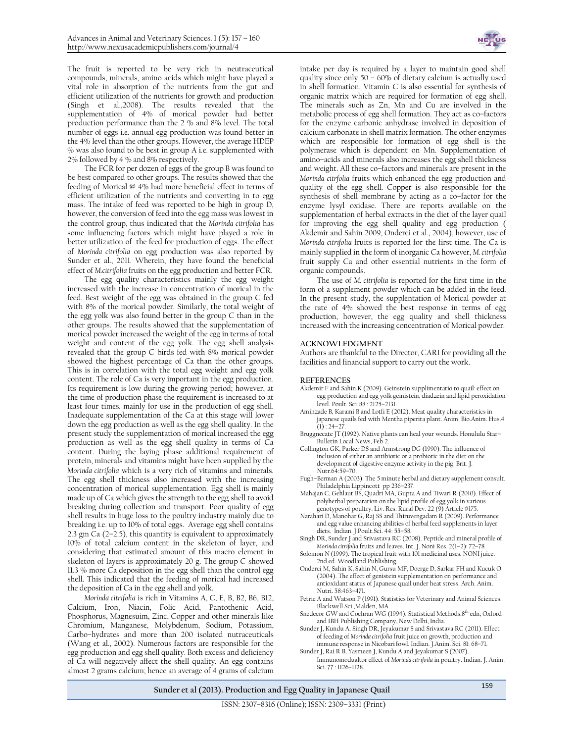The fruit is reported to be very rich in neutraceutical compounds, minerals, amino acids which might have played a vital role in absorption of the nutrients from the gut and efficient utilization of the nutrients for growth and production (Singh et al.,2008). The results revealed that the supplementation of 4% of morical powder had better production performance than the 2 % and 8% level. The total number of eggs i.e. annual egg production was found better in the 4% level than the other groups. However, the average HDEP % was also found to be best in group A i.e. supplemented with 2% followed by 4 % and 8% respectively.

The FCR for per dozen of eggs of the group B was found to be best compared to other groups. The results showed that the feeding of Morical @ 4% had more beneficial effect in terms of efficient utilization of the nutrients and converting in to egg mass. The intake of feed was reported to be high in group D, however, the conversion of feed into the egg mass was lowest in the control group, thus indicated that the *Morinda citrifolia* has some influencing factors which might have played a role in better utilization of the feed for production of eggs. The effect of *Morinda citrifolia* on egg production was also reported by Sunder et al., 2011. Wherein, they have found the beneficial effect of *M.citrifolia* fruits on the egg production and better FCR.

The egg quality characteristics mainly the egg weight increased with the increase in concentration of morical in the feed. Best weight of the egg was obtained in the group C fed with 8% of the morical powder. Similarly, the total weight of the egg yolk was also found better in the group C than in the other groups. The results showed that the supplementation of morical powder increased the weight of the egg in terms of total weight and content of the egg yolk. The egg shell analysis revealed that the group C birds fed with 8% morical powder showed the highest percentage of Ca than the other groups. This is in correlation with the total egg weight and egg yolk content. The role of Ca is very important in the egg production. Its requirement is low during the growing period; however, at the time of production phase the requirement is increased to at least four times, mainly for use in the production of egg shell. Inadequate supplementation of the Ca at this stage will lower down the egg production as well as the egg shell quality. In the present study the supplementation of morical increased the egg production as well as the egg shell quality in terms of Ca content. During the laying phase additional requirement of protein, minerals and vitamins might have been supplied by the *Morinda citrifolia* which is a very rich of vitamins and minerals. The egg shell thickness also increased with the increasing concentration of morical supplementation. Egg shell is mainly made up of Ca which gives the strength to the egg shell to avoid breaking during collection and transport. Poor quality of egg shell results in huge loss to the poultry industry mainly due to breaking i.e. up to 10% of total eggs. Average egg shell contains 2.3 gm Ca (2–2.5), this quantity is equivalent to approximately 10% of total calcium content in the skeleton of layer, and considering that estimated amount of this macro element in skeleton of layers is approximately 20 g. The group C showed 11.3 % more Ca deposition in the egg shell than the control egg shell. This indicated that the feeding of morical had increased the deposition of Ca in the egg shell and yolk.

*Morinda citrifolia* is rich in Vitamins A, C, E, B, B2, B6, B12, Calcium, Iron, Niacin, Folic Acid, Pantothenic Acid, Phosphorus, Magnesuim, Zinc, Copper and other minerals like Chromium, Manganese, Molybdenum, Sodium, Potassium, Carbo–hydrates and more than 200 isolated nutraceuticals (Wang et al., 2002). Numerous factors are responsible for the egg production and egg shell quality. Both excess and deficiency of Ca will negatively affect the shell quality. An egg contains almost 2 grams calcium; hence an average of 4 grams of calcium intake per day is required by a layer to maintain good shell quality since only 50 – 60% of dietary calcium is actually used in shell formation. Vitamin C is also essential for synthesis of organic matrix which are required for formation of egg shell. The minerals such as Zn, Mn and Cu are involved in the metabolic process of egg shell formation. They act as co–factors for the enzyme carbonic anhydrase involved in deposition of calcium carbonate in shell matrix formation. The other enzymes which are responsible for formation of egg shell is the polymerase which is dependent on Mn. Supplementation of amino–acids and minerals also increases the egg shell thickness and weight. All these co–factors and minerals are present in the *Morinda citrfolia* fruits which enhanced the egg production and quality of the egg shell. Copper is also responsible for the synthesis of shell membrane by acting as a co–factor for the enzyme lysyl oxidase. There are reports available on the supplementation of herbal extracts in the diet of the layer quail for improving the egg shell quality and egg production ( Akdemir and Sahin 2009, Onderci et al., 2004), however, use of *Morinda citrifolia* fruits is reported for the first time. The Ca is mainly supplied in the form of inorganic Ca however, *M. citrifolia* fruit supply Ca and other essential nutrients in the form of organic compounds.

The use of *M. citrifolia* is reported for the first time in the form of a supplement powder which can be added in the feed. In the present study, the supplentation of Morical powder at the rate of 4% showed the best response in terms of egg production, however, the egg quality and shell thickness increased with the increasing concentration of Morical powder.

## ACKNOWLEDGMENT

Authors are thankful to the Director, CARI for providing all the facilities and financial support to carry out the work.

## REFERENCES

Akdemir F and Sahin K (2009). Geinstein supplimentatio to quail: effect on egg production and egg yolk geinistein, diadzein and lipid peroxidation level. Poult. Sci. 88 : 2125–2131.

Aminzade B, Karami B and Lotfi E (2012). Meat quality characteristics in japanese quails fed with Mentha piperita plant. Anim. Bio.Anim. Hus.4 (1) : 24–27.

Bruggnecate JT (1992). Native plants can heal your wounds. Honolulu Star–Bulletin Local News, Feb 2.

Collington GK, Parker DS and Armstrong DG (1990). The influence of inclusion of either an antibiotic or a probiotic in the diet on the development of digestive enzyme activity in the pig. Brit. J. Nutr.64:59–70.

Fugh–Berman A (2003). The 5 minute herbal and dietary supplement consult. Philadelphia Lippincott pp 236–237.

Mahajan C, Gehlaut BS, Quadri MA, Gupta A and Tiwari R (2010). Effect of polyherbal preparation on the lipid profile of egg yolk in various genotypes of poultry. Liv. Res. Rural Dev. 22 (9) Article #175.

Narahari D, Manohar G, Raj SS and Thiruvengadam R (2009). Performance and egg value enhancing abilities of herbal feed supplements in layer diets. Indian. J.Poult.Sci. 44: 55–58.

Singh DR, Sunder J and Srivastava RC (2008). Peptide and mineral profile of *Morinda citrifolia* fruits and leaves. Int. J. Noni Res. 2(1–2): 72–78.

Solomon N (1999). The tropical fruit with 101 medicinal uses, NONI juice. 2nd ed. Woodland Publishing.

Onderci M, Sahin K, Sahin N, Gursu MF, Doerge D, Sarkar FH and Kucuk O (2004). The effect of genistein supplementation on performance and antioxidant status of Japanese quail under heat stress. Arch. Anim. Nutri. 58:463–471.

Petrie A and Watson P (1991). Statistics for Veterinary and Animal Sciences. Blackwell Sci.,Malden, MA.

Snedecor GW and Cochran WG (1994). Statistical Methods,8th edn; Oxford and IBH Publishing Company, New Delhi, India.

Sunder J, Kundu A, Singh DR, Jeyakumar S and Srivastava RC (2011). Effect of feeding of *Morinda citrifolia* fruit juice on growth, production and immune response in Nicobari fowl. Indian. J.Anim. Sci. 81: 68–71.

Sunder J, Rai R B, Yasmeen J, Kundu A and Jeyakumar S (2007). Immunomodualtor effect of *Morinda citrifoila* in poultry. Indian. J. Anim. Sci. 77 : 1126–1128.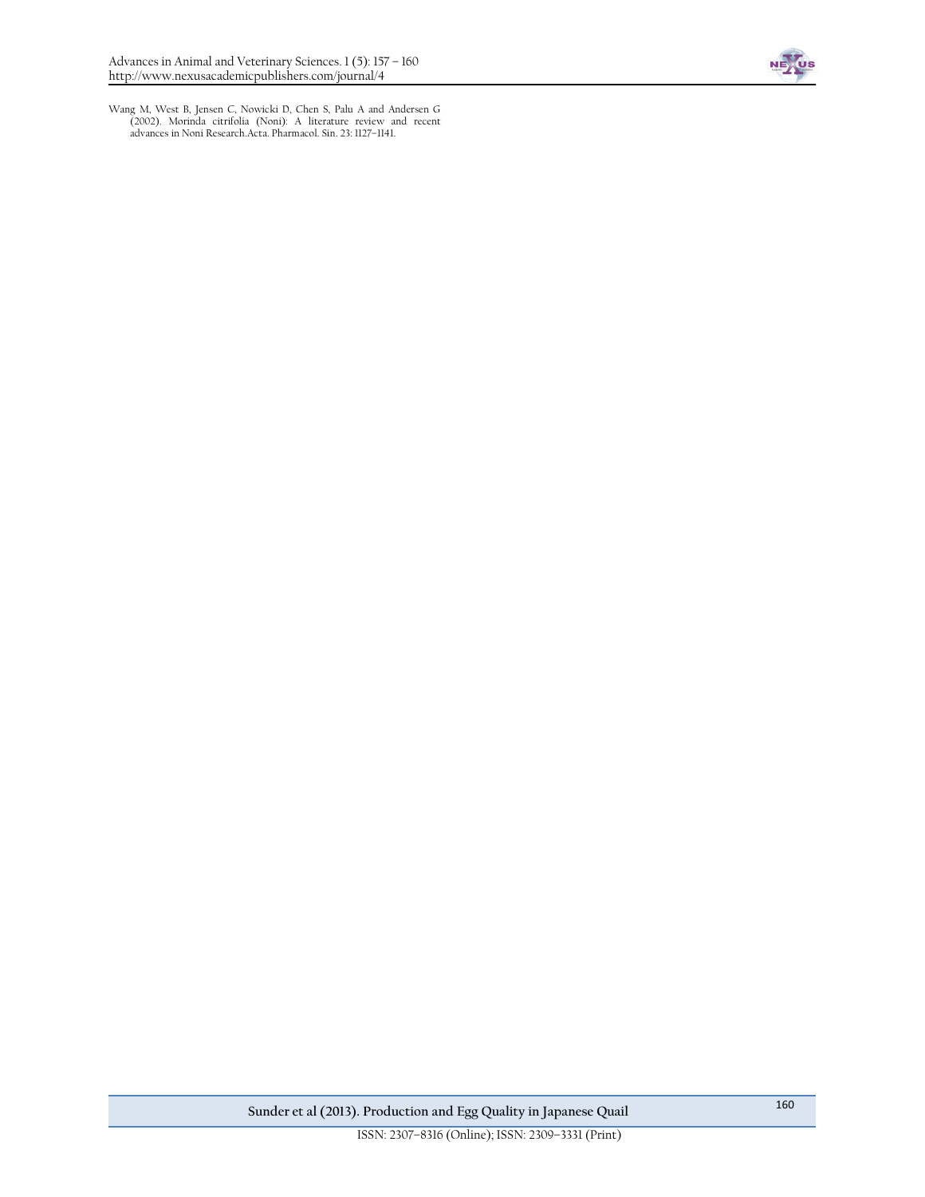Wang M, West B, Jensen C, Nowicki D, Chen S, Palu A and Andersen G (2002). Morinda citrifolia (Noni): A literature review and recent advances in Noni Research.Acta. Pharmacol. Sin. 23: 1127–1141.